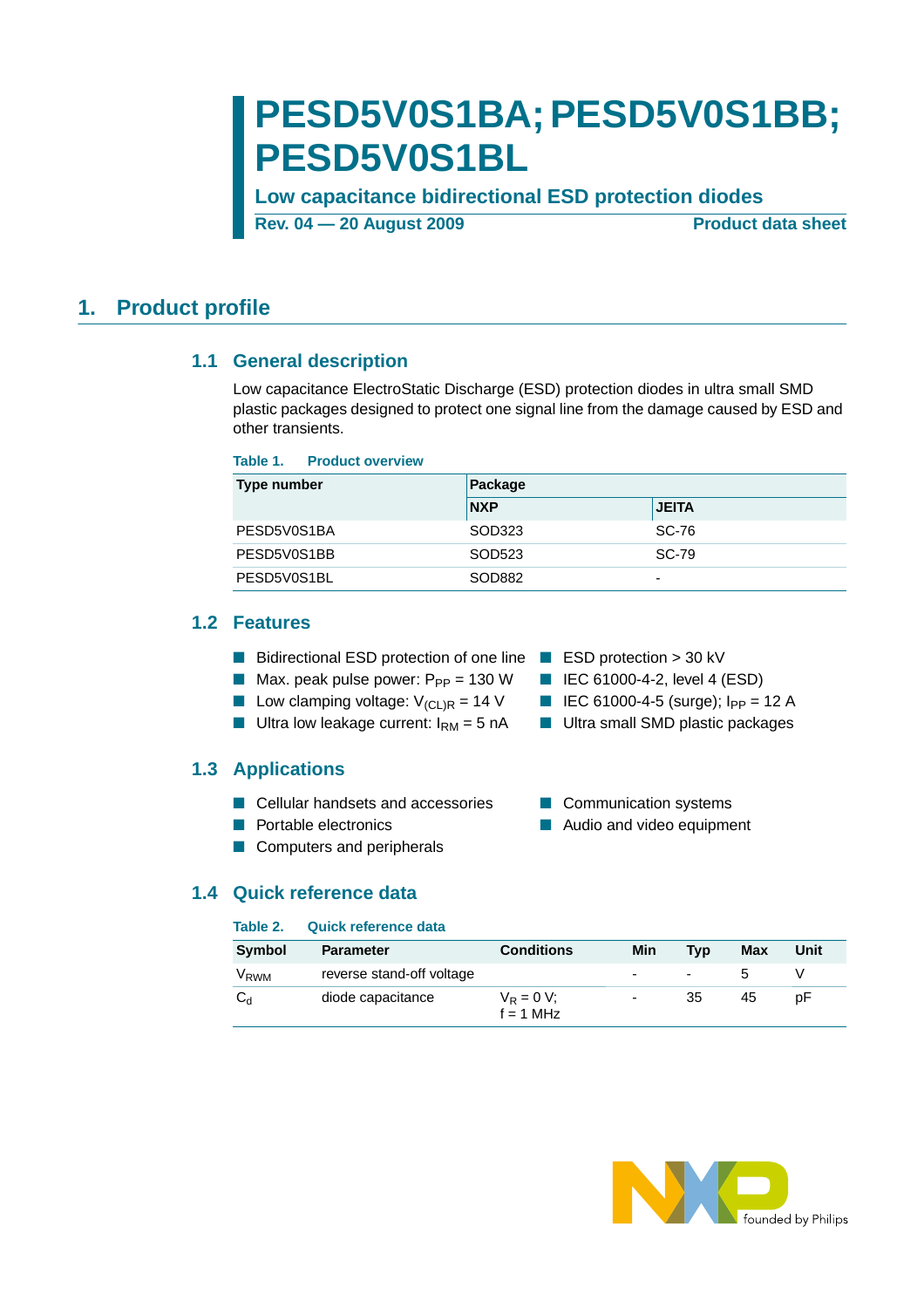# PESD5V0S1BA; PESD5V0S1BB; PESD5V0S1BL

**Low capacitance bidirectional ESD protection diodes**

**Rev. 04 — 20 August 2009** **Product data sheet**

## 1. Product profile

### 1.1 General description

Low capacitance ElectroStatic Discharge (ESD) protection diodes in ultra small SMD plastic packages designed to protect one signal line from the damage caused by ESD and other transients.

**Table 1. Product overview**

| Type number | Package | |
|---|---|---|
| | NXP | JEITA |
| PESD5V0S1BA | SOD323 | SC-76 |
| PESD5V0S1BB | SOD523 | SC-79 |
| PESD5V0S1BL | SOD882 | - |

### 1.2 Features

- Bidirectional ESD protection of one line
- Max. peak pulse power: $P_{PP}$ = 130 W
- Low clamping voltage: $V_{(CL)R}$ = 14 V
- Ultra low leakage current: $I_{RM}$ = 5 nA
- ESD protection > 30 kV
- IEC 61000-4-2, level 4 (ESD)
- IEC 61000-4-5 (surge); $I_{PP}$ = 12 A
- Ultra small SMD plastic packages

### 1.3 Applications

- Cellular handsets and accessories
- Portable electronics
- Computers and peripherals
- Communication systems
- Audio and video equipment

### 1.4 Quick reference data

**Table 2. Quick reference data**

| Symbol | Parameter | Conditions | Min | Typ | Max | Unit |
|---|---|---|---|---|---|---|
| $V_{RWM}$ | reverse stand-off voltage | | - | - | 5 | V |
| $C_d$ | diode capacitance | $V_R$ = 0 V; f = 1 MHz | - | 35 | 45 | pF |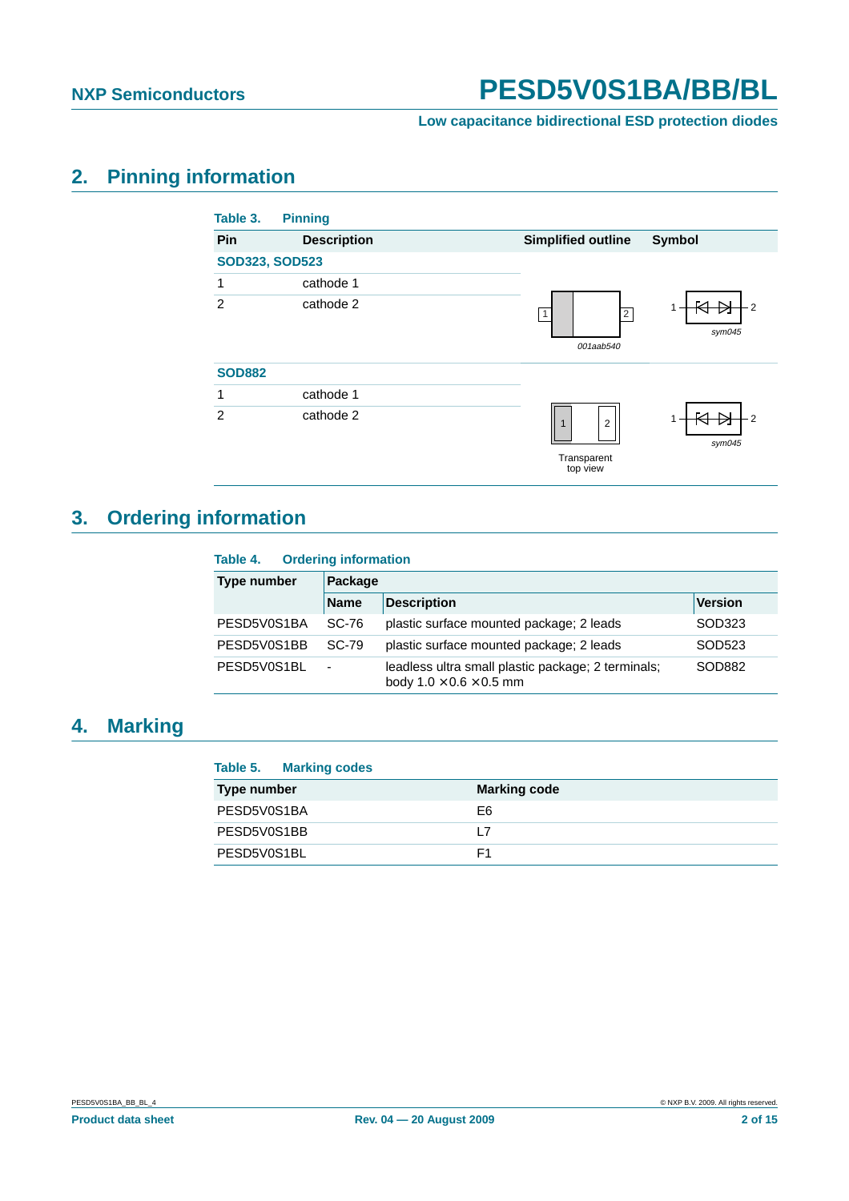## 2. Pinning information

**Table 3. Pinning**

| Pin | Description | Simplified outline | Symbol |
|---|---|---|---|
| **SOD323, SOD523** | | | |
| 1 | cathode 1 | | |
| 2 | cathode 2 | 001aab540 | sym045 |
| **SOD882** | | | |
| 1 | cathode 1 | | |
| 2 | cathode 2 | Transparent top view | sym045 |

## 3. Ordering information

**Table 4. Ordering information**

| Type number | Package | | |
|---|---|---|---|
| | **Name** | **Description** | **Version** |
| PESD5V0S1BA | SC-76 | plastic surface mounted package; 2 leads | SOD323 |
| PESD5V0S1BB | SC-79 | plastic surface mounted package; 2 leads | SOD523 |
| PESD5V0S1BL | - | leadless ultra small plastic package; 2 terminals; body 1.0 × 0.6 × 0.5 mm | SOD882 |

## 4. Marking

**Table 5. Marking codes**

| Type number | Marking code |
|---|---|
| PESD5V0S1BA | E6 |
| PESD5V0S1BB | L7 |
| PESD5V0S1BL | F1 |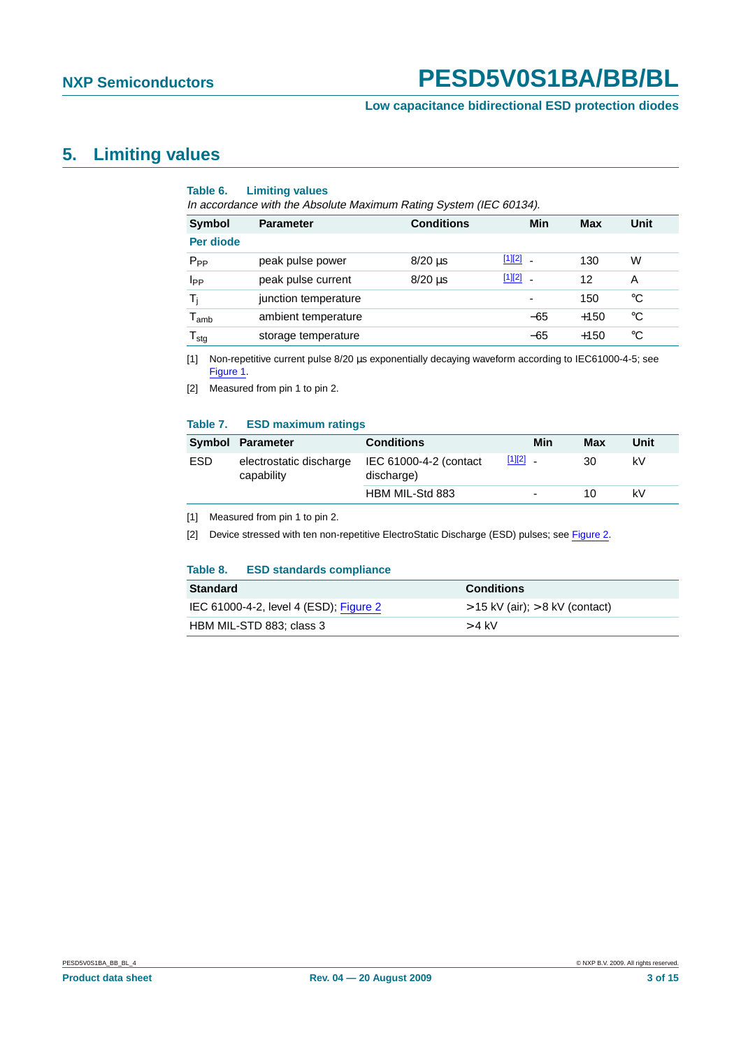## 5. Limiting values

**Table 6. Limiting values**

*In accordance with the Absolute Maximum Rating System (IEC 60134).*

| Symbol | Parameter | Conditions | | Min | Max | Unit |
|---|---|---|---|---|---|---|
| **Per diode** | | | | | | |
| $P_{PP}$ | peak pulse power | 8/20 µs | [1][2] | - | 130 | W |
| $I_{PP}$ | peak pulse current | 8/20 µs | [1][2] | - | 12 | A |
| $T_j$ | junction temperature | | | - | 150 | °C |
| $T_{amb}$ | ambient temperature | | | −65 | +150 | °C |
| $T_{stg}$ | storage temperature | | | −65 | +150 | °C |

[1] Non-repetitive current pulse 8/20 µs exponentially decaying waveform according to IEC61000-4-5; see Figure 1.

[2] Measured from pin 1 to pin 2.

**Table 7. ESD maximum ratings**

| Symbol | Parameter | Conditions | | Min | Max | Unit |
|---|---|---|---|---|---|---|
| ESD | electrostatic discharge capability | IEC 61000-4-2 (contact discharge) | [1][2] | - | 30 | kV |
| | | HBM MIL-Std 883 | | - | 10 | kV |

[1] Measured from pin 1 to pin 2.

[2] Device stressed with ten non-repetitive ElectroStatic Discharge (ESD) pulses; see Figure 2.

**Table 8. ESD standards compliance**

| Standard | Conditions |
|---|---|
| IEC 61000-4-2, level 4 (ESD); Figure 2 | >15 kV (air); >8 kV (contact) |
| HBM MIL-STD 883; class 3 | >4 kV |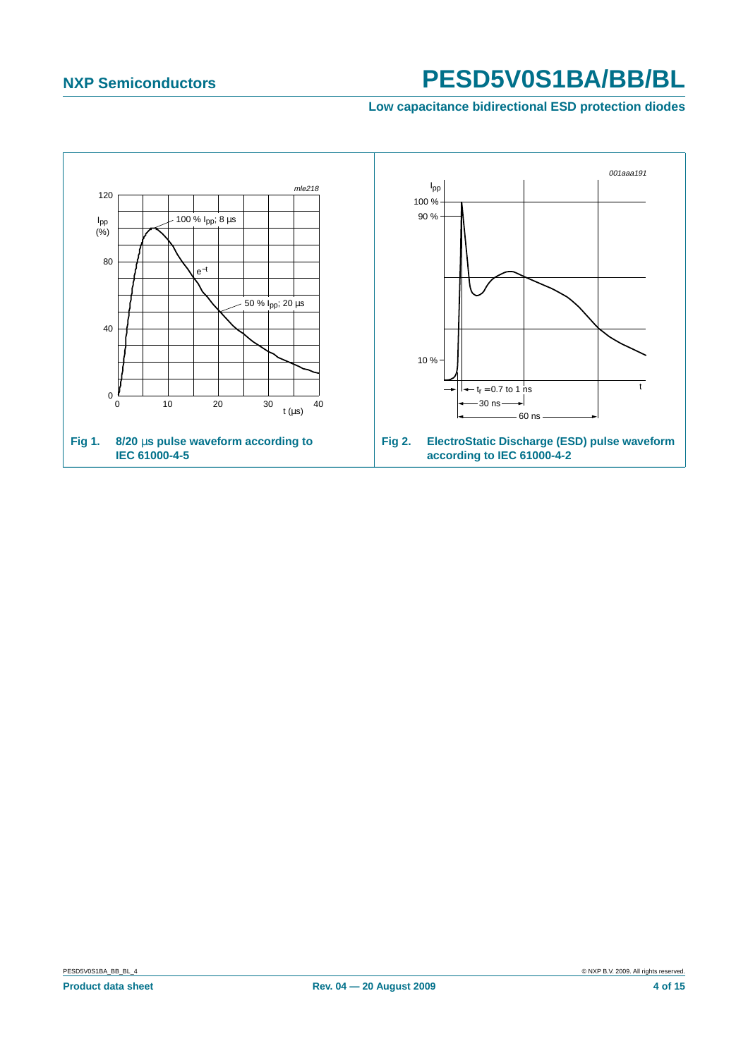Fig 1. 8/20 μs pulse waveform according to IEC 61000-4-5

Fig 2. ElectroStatic Discharge (ESD) pulse waveform according to IEC 61000-4-2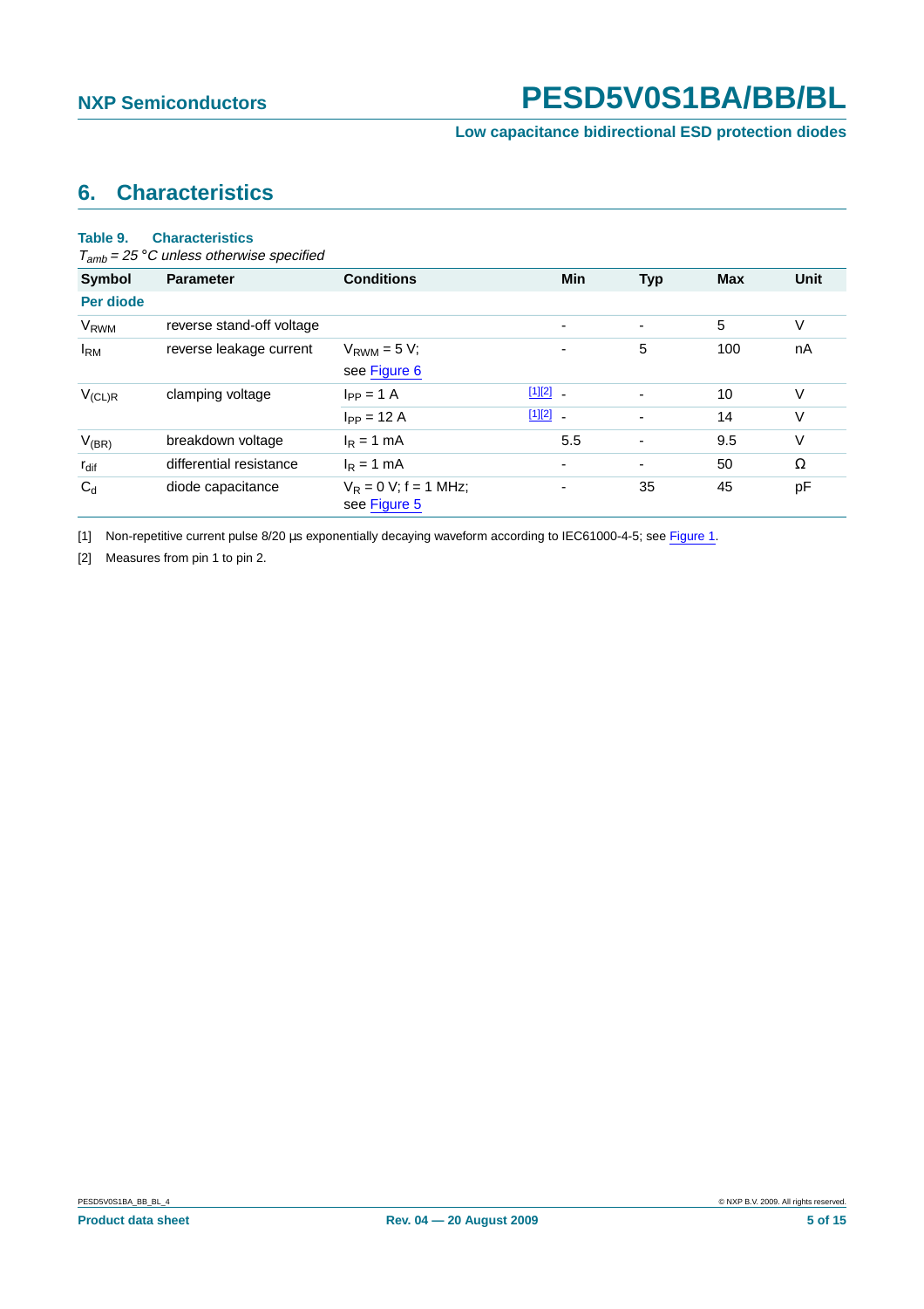## 6. Characteristics

**Table 9. Characteristics**

*$T_{amb}$ = 25 °C unless otherwise specified*

| Symbol | Parameter | Conditions | | Min | Typ | Max | Unit |
|---|---|---|---|---|---|---|---|
| **Per diode** | | | | | | | |
| $V_{RWM}$ | reverse stand-off voltage | | | - | - | 5 | V |
| $I_{RM}$ | reverse leakage current | $V_{RWM}$ = 5 V; see Figure 6 | | - | 5 | 100 | nA |
| $V_{(CL)R}$ | clamping voltage | $I_{PP}$ = 1 A | [1][2] | - | - | 10 | V |
| | | $I_{PP}$ = 12 A | [1][2] | - | - | 14 | V |
| $V_{(BR)}$ | breakdown voltage | $I_R$ = 1 mA | | 5.5 | - | 9.5 | V |
| $r_{dif}$ | differential resistance | $I_R$ = 1 mA | | - | - | 50 | Ω |
| $C_d$ | diode capacitance | $V_R$ = 0 V; f = 1 MHz; see Figure 5 | | - | 35 | 45 | pF |

[1] Non-repetitive current pulse 8/20 μs exponentially decaying waveform according to IEC61000-4-5; see Figure 1.

[2] Measures from pin 1 to pin 2.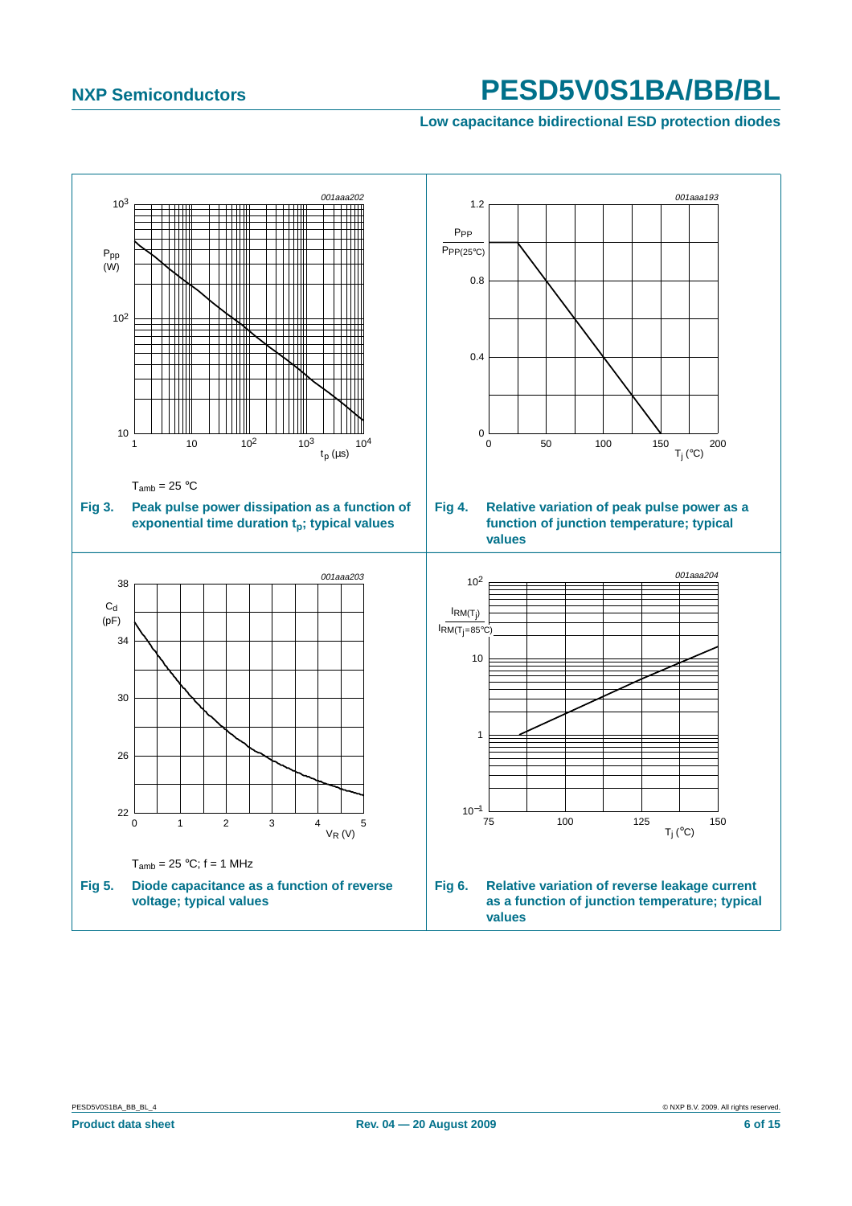$T_{amb}$ = 25 °C

**Fig 3. Peak pulse power dissipation as a function of exponential time duration $t_p$; typical values**

**Fig 4. Relative variation of peak pulse power as a function of junction temperature; typical values**

$T_{amb}$ = 25 °C; f = 1 MHz

**Fig 5. Diode capacitance as a function of reverse voltage; typical values**

**Fig 6. Relative variation of reverse leakage current as a function of junction temperature; typical values**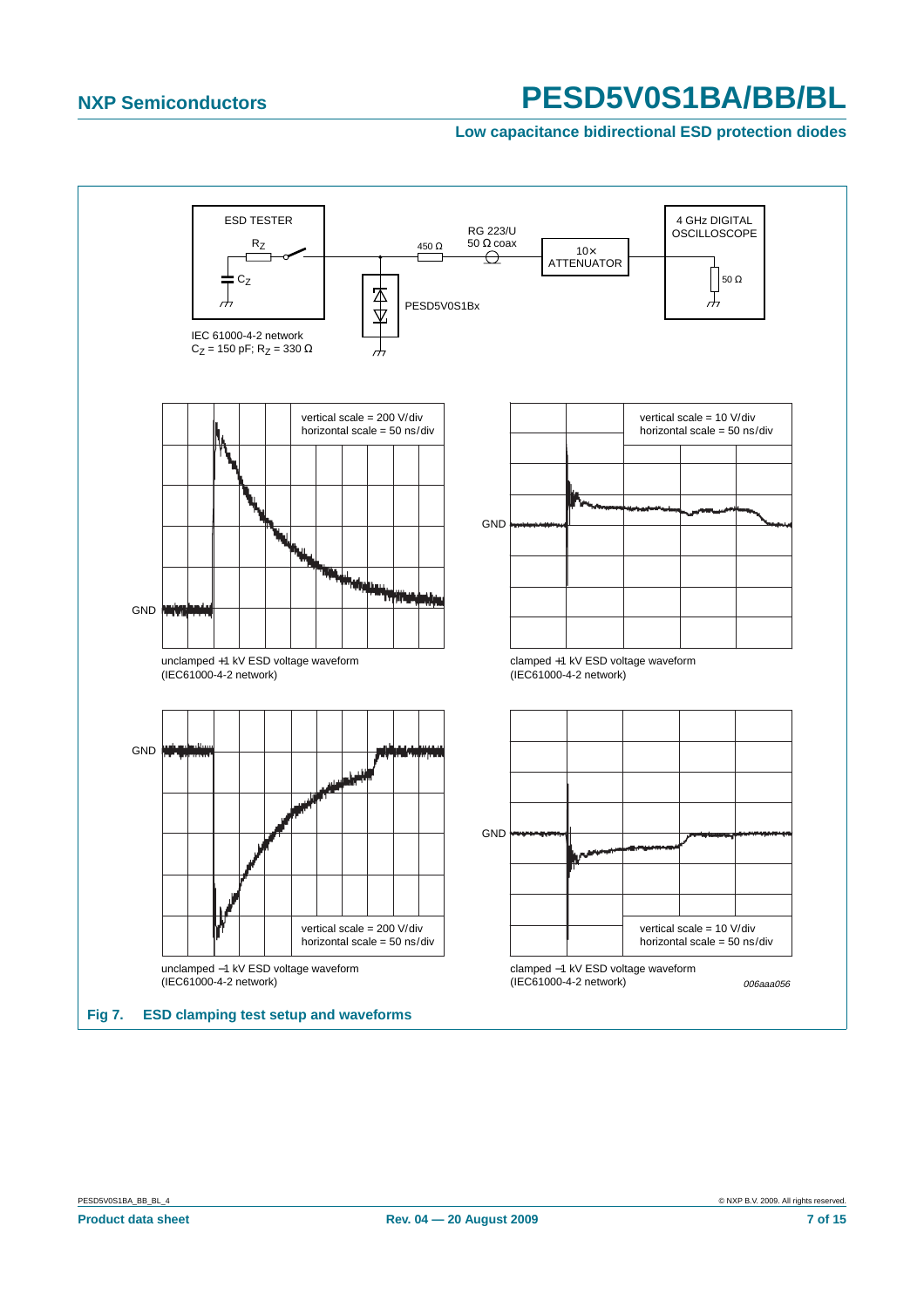ESD TESTER

$R_Z$

$C_Z$

IEC 61000-4-2 network
$C_Z$ = 150 pF; $R_Z$ = 330 Ω

450 Ω

RG 223/U
50 Ω coax

10×
ATTENUATOR

4 GHz DIGITAL
OSCILLOSCOPE

50 Ω

PESD5V0S1Bx

vertical scale = 200 V/div
horizontal scale = 50 ns/div

GND

unclamped +1 kV ESD voltage waveform
(IEC61000-4-2 network)

vertical scale = 10 V/div
horizontal scale = 50 ns/div

GND

clamped +1 kV ESD voltage waveform
(IEC61000-4-2 network)

GND

vertical scale = 200 V/div
horizontal scale = 50 ns/div

unclamped −1 kV ESD voltage waveform
(IEC61000-4-2 network)

GND

vertical scale = 10 V/div
horizontal scale = 50 ns/div

clamped −1 kV ESD voltage waveform
(IEC61000-4-2 network)

*006aaa056*

**Fig 7. ESD clamping test setup and waveforms**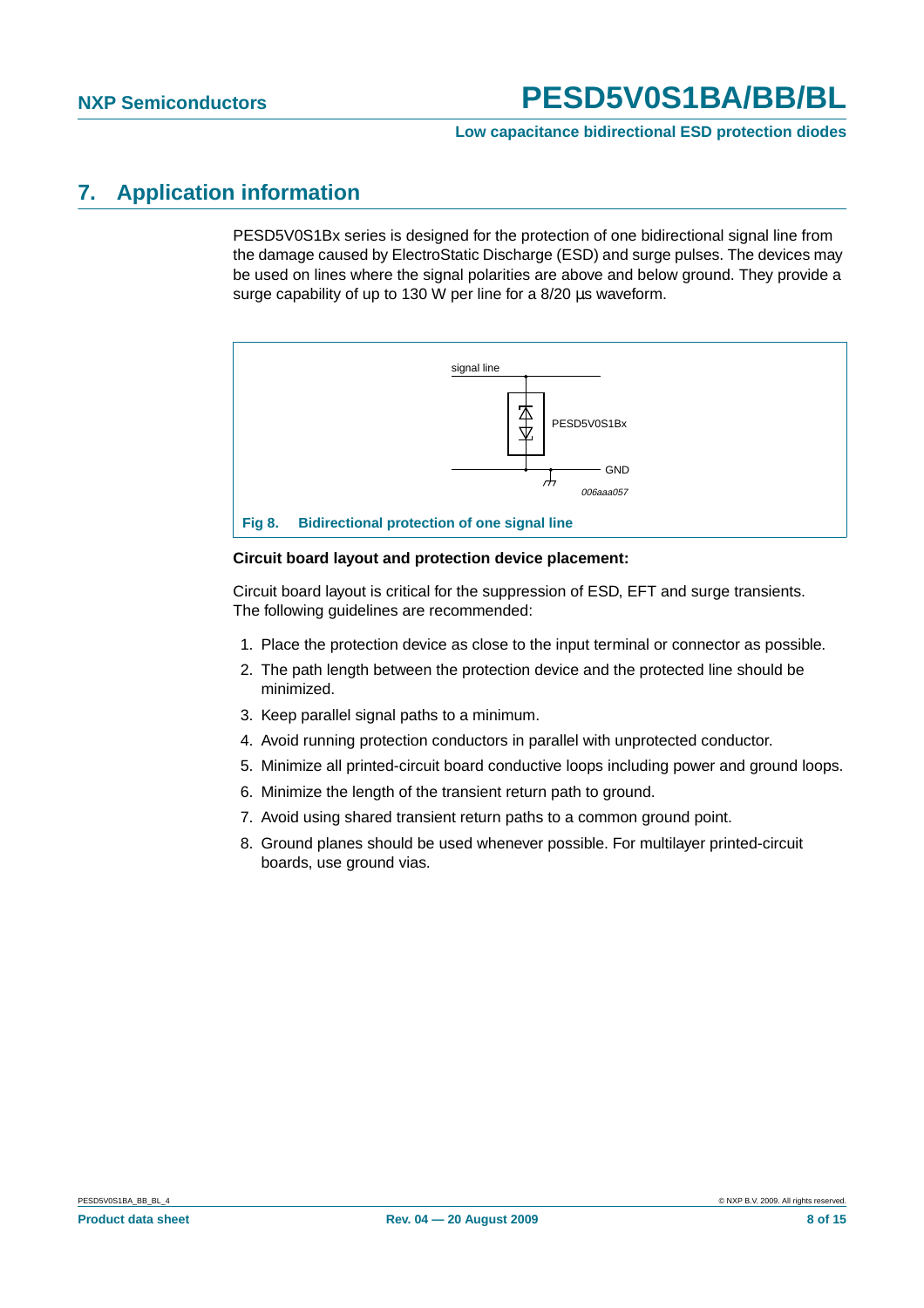## 7. Application information

PESD5V0S1Bx series is designed for the protection of one bidirectional signal line from the damage caused by ElectroStatic Discharge (ESD) and surge pulses. The devices may be used on lines where the signal polarities are above and below ground. They provide a surge capability of up to 130 W per line for a 8/20 µs waveform.

**Fig 8. Bidirectional protection of one signal line**

**Circuit board layout and protection device placement:**

Circuit board layout is critical for the suppression of ESD, EFT and surge transients. The following guidelines are recommended:

1. Place the protection device as close to the input terminal or connector as possible.
2. The path length between the protection device and the protected line should be minimized.
3. Keep parallel signal paths to a minimum.
4. Avoid running protection conductors in parallel with unprotected conductor.
5. Minimize all printed-circuit board conductive loops including power and ground loops.
6. Minimize the length of the transient return path to ground.
7. Avoid using shared transient return paths to a common ground point.
8. Ground planes should be used whenever possible. For multilayer printed-circuit boards, use ground vias.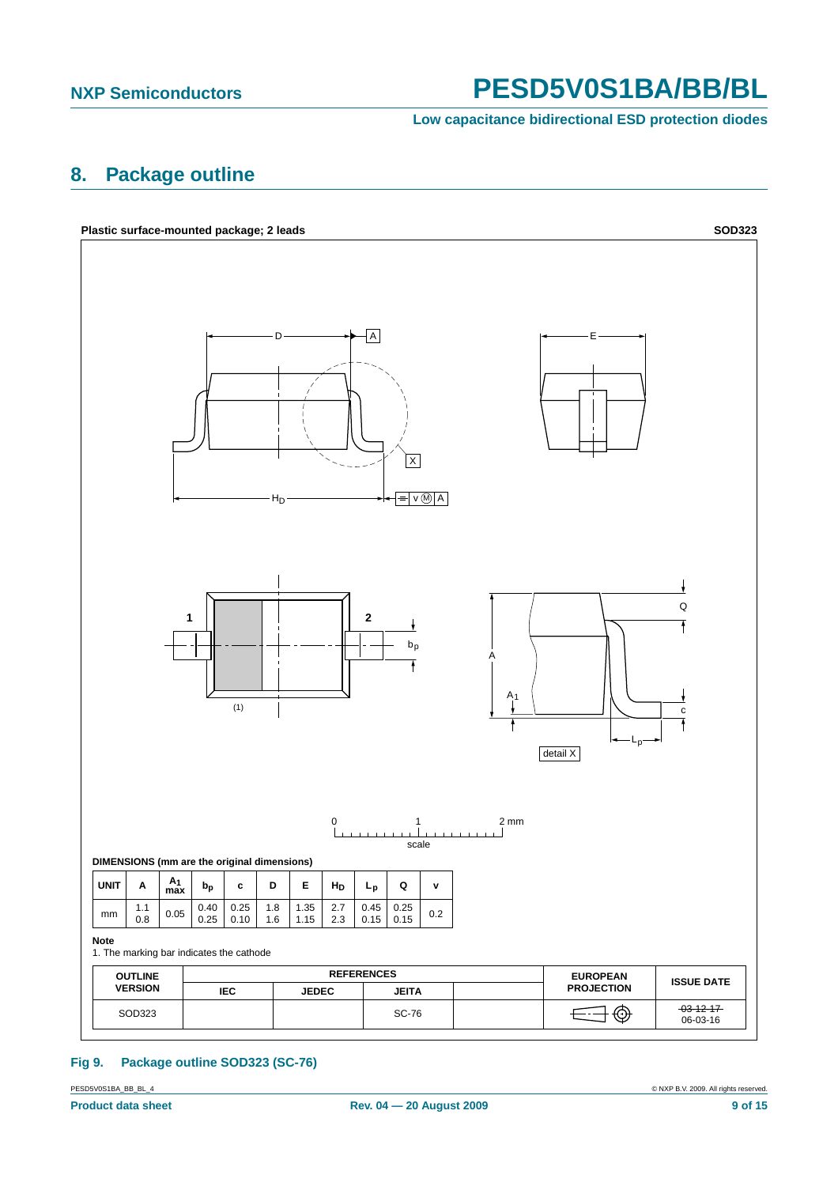## 8. Package outline

**Plastic surface-mounted package; 2 leads** **SOD323**

**DIMENSIONS (mm are the original dimensions)**

| UNIT | A | $A_1$ max | $b_p$ | c | D | E | $H_D$ | $L_p$ | Q | v |
|---|---|---|---|---|---|---|---|---|---|---|
| mm | 1.1<br>0.8 | 0.05 | 0.40<br>0.25 | 0.25<br>0.10 | 1.8<br>1.6 | 1.35<br>1.15 | 2.7<br>2.3 | 0.45<br>0.15 | 0.25<br>0.15 | 0.2 |

**Note**

1. The marking bar indicates the cathode

| OUTLINE VERSION | REFERENCES | | | | EUROPEAN PROJECTION | ISSUE DATE |
|---|---|---|---|---|---|---|
| | IEC | JEDEC | JEITA | | | |
| SOD323 | | | SC-76 | | | ~~03-12-17~~<br>06-03-16 |

**Fig 9. Package outline SOD323 (SC-76)**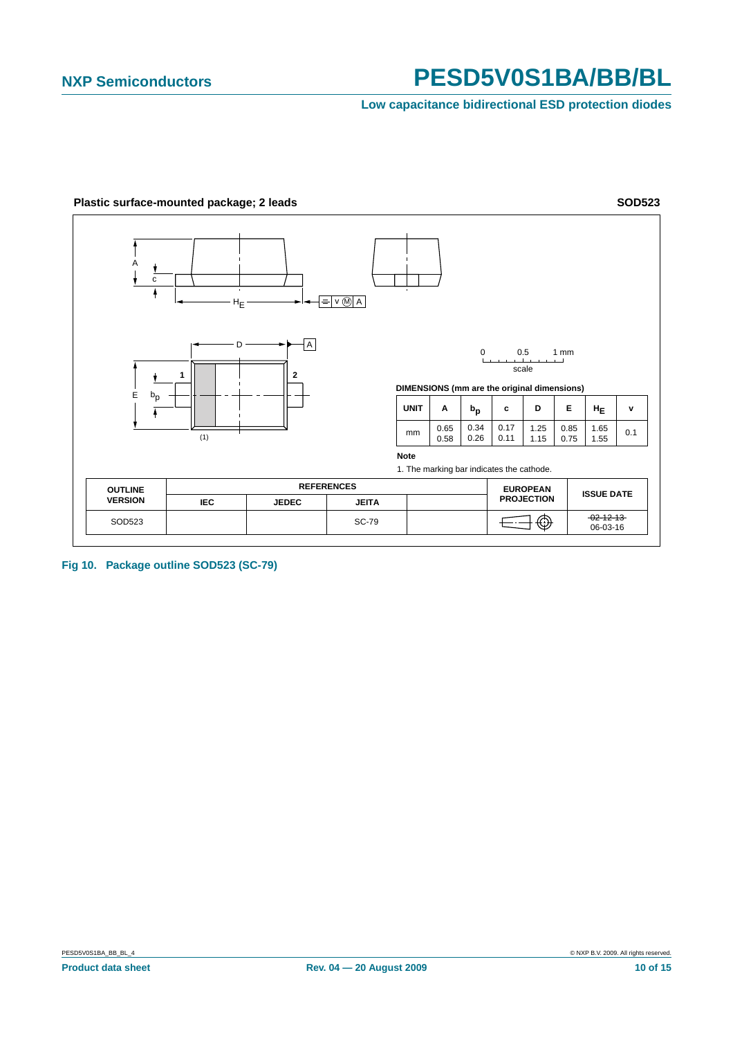**Plastic surface-mounted package; 2 leads** **SOD523**

DIMENSIONS (mm are the original dimensions)

| UNIT | A | $b_p$ | c | D | E | $H_E$ | v |
|---|---|---|---|---|---|---|---|
| mm | 0.65<br>0.58 | 0.34<br>0.26 | 0.17<br>0.11 | 1.25<br>1.15 | 0.85<br>0.75 | 1.65<br>1.55 | 0.1 |

**Note**

1. The marking bar indicates the cathode.

| OUTLINE VERSION | REFERENCES | | | | EUROPEAN PROJECTION | ISSUE DATE |
|---|---|---|---|---|---|---|
| | IEC | JEDEC | JEITA | | | |
| SOD523 | | | SC-79 | | | ~~02-12-13~~<br>06-03-16 |

**Fig 10. Package outline SOD523 (SC-79)**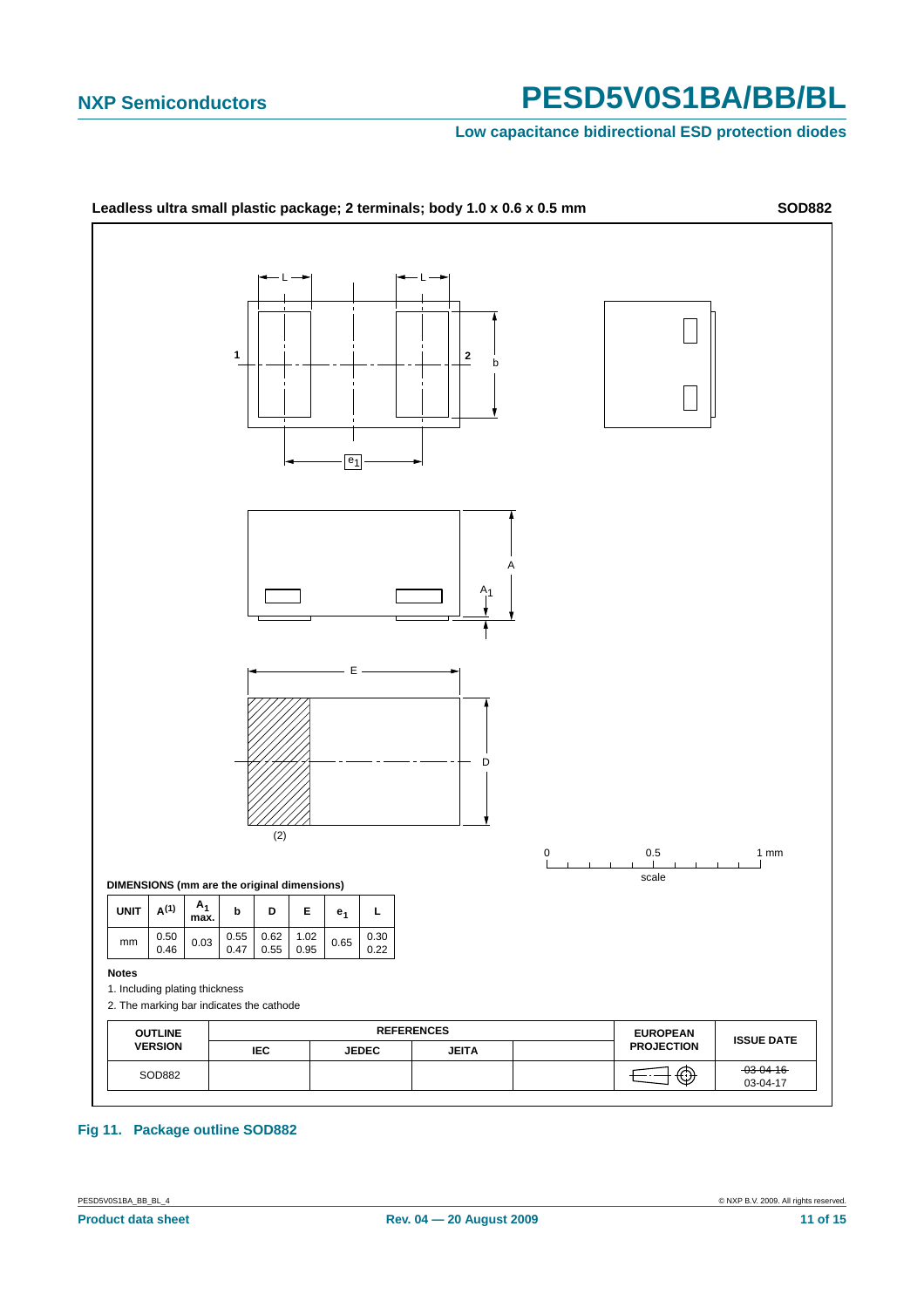## Leadless ultra small plastic package; 2 terminals; body 1.0 x 0.6 x 0.5 mm — SOD882

**DIMENSIONS (mm are the original dimensions)**

| UNIT | A(1) | $A_1$ max. | b | D | E | $e_1$ | L |
|---|---|---|---|---|---|---|---|
| mm | 0.50<br>0.46 | 0.03 | 0.55<br>0.47 | 0.62<br>0.55 | 1.02<br>0.95 | 0.65 | 0.30<br>0.22 |

**Notes**

1. Including plating thickness
2. The marking bar indicates the cathode

| OUTLINE VERSION | REFERENCES | | | | EUROPEAN PROJECTION | ISSUE DATE |
|---|---|---|---|---|---|---|
| | IEC | JEDEC | JEITA | | | |
| SOD882 | | | | | | ~~03-04-16~~<br>03-04-17 |

**Fig 11. Package outline SOD882**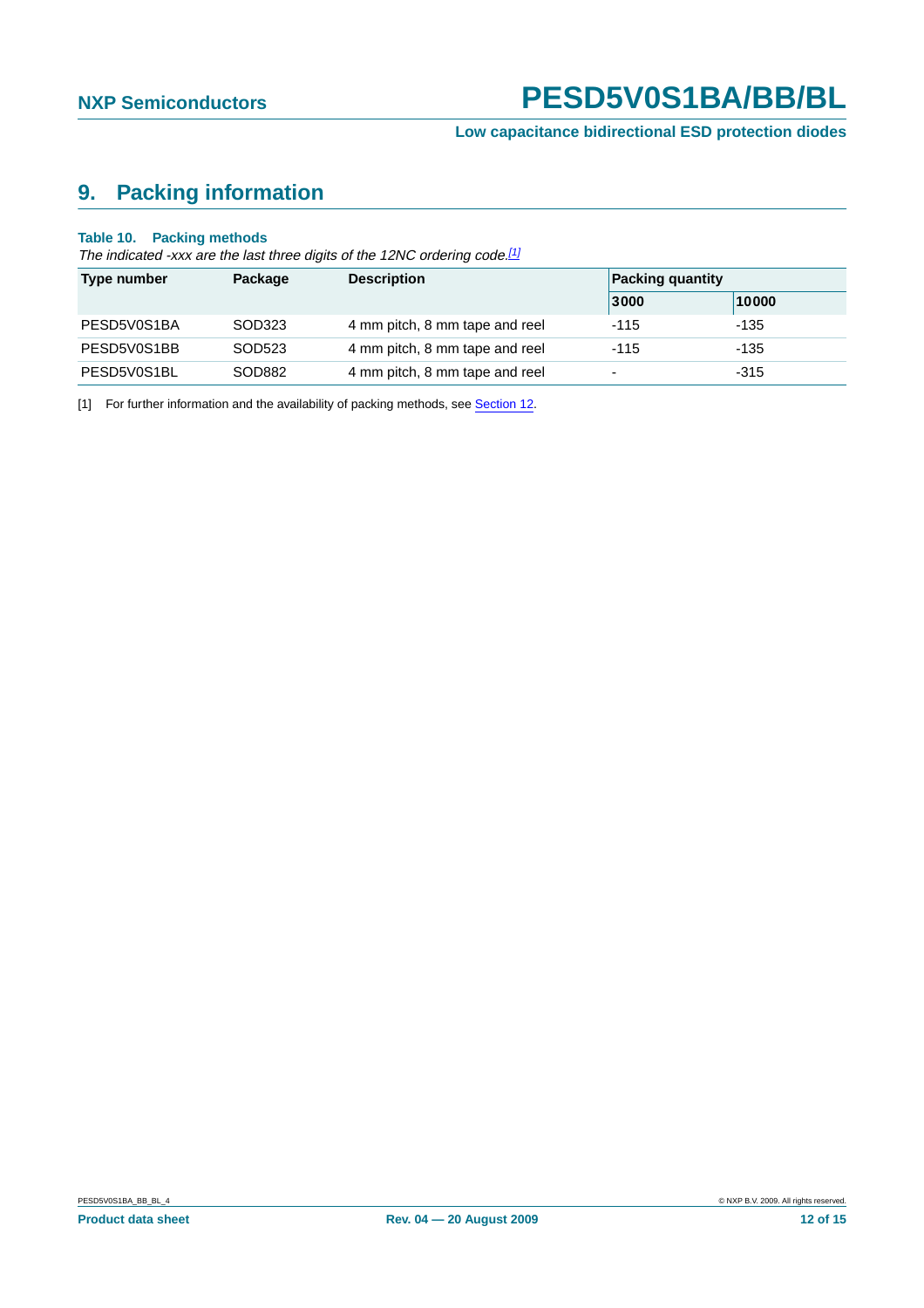## 9. Packing information

**Table 10. Packing methods**

*The indicated -xxx are the last three digits of the 12NC ordering code.*[1]

| Type number | Package | Description | Packing quantity | |
|---|---|---|---|---|
| | | | 3000 | 10000 |
| PESD5V0S1BA | SOD323 | 4 mm pitch, 8 mm tape and reel | -115 | -135 |
| PESD5V0S1BB | SOD523 | 4 mm pitch, 8 mm tape and reel | -115 | -135 |
| PESD5V0S1BL | SOD882 | 4 mm pitch, 8 mm tape and reel | - | -315 |

[1] For further information and the availability of packing methods, see Section 12.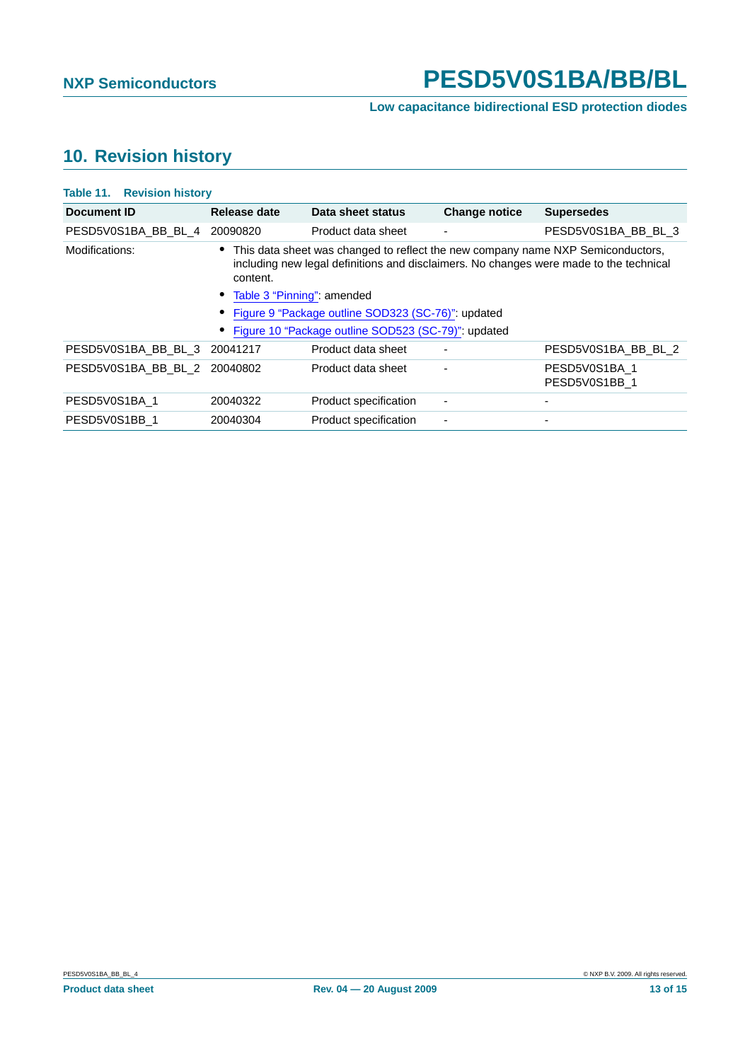## 10. Revision history

**Table 11. Revision history**

| Document ID | Release date | Data sheet status | Change notice | Supersedes |
|---|---|---|---|---|
| PESD5V0S1BA_BB_BL_4 | 20090820 | Product data sheet | - | PESD5V0S1BA_BB_BL_3 |
| Modifications: | • This data sheet was changed to reflect the new company name NXP Semiconductors, including new legal definitions and disclaimers. No changes were made to the technical content. • Table 3 "Pinning": amended • Figure 9 "Package outline SOD323 (SC-76)": updated • Figure 10 "Package outline SOD523 (SC-79)": updated | | | |
| PESD5V0S1BA_BB_BL_3 | 20041217 | Product data sheet | - | PESD5V0S1BA_BB_BL_2 |
| PESD5V0S1BA_BB_BL_2 | 20040802 | Product data sheet | - | PESD5V0S1BA_1 PESD5V0S1BB_1 |
| PESD5V0S1BA_1 | 20040322 | Product specification | - | - |
| PESD5V0S1BB_1 | 20040304 | Product specification | - | - |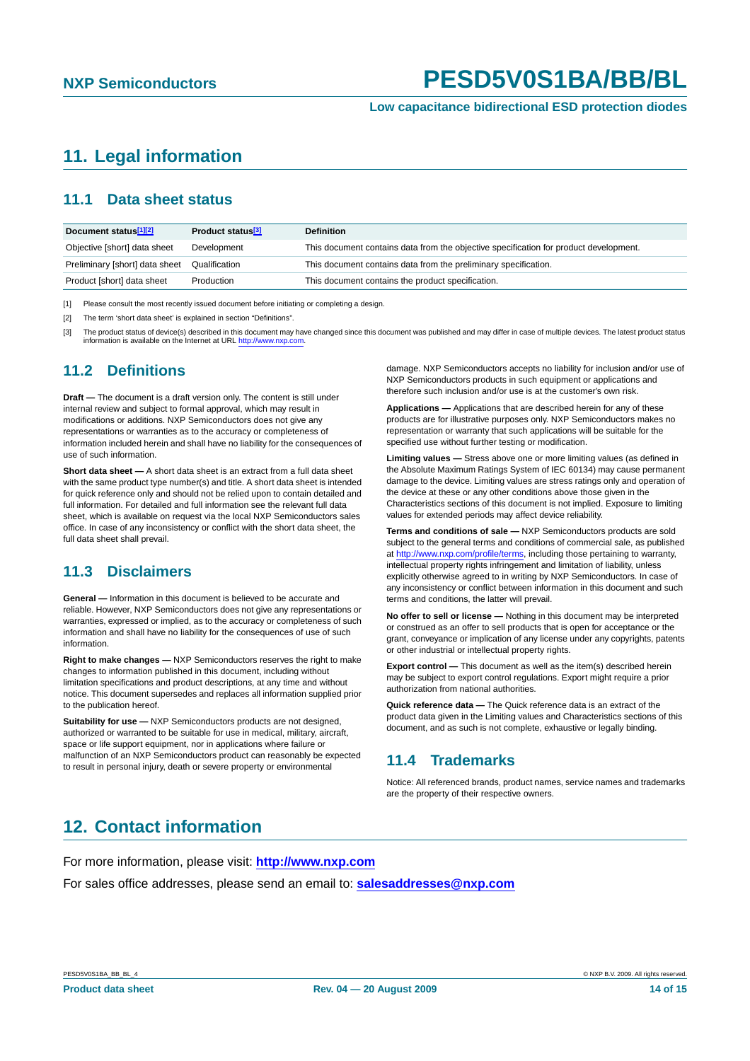# 11. Legal information

## 11.1 Data sheet status

| Document status[1][2] | Product status[3] | Definition |
|---|---|---|
| Objective [short] data sheet | Development | This document contains data from the objective specification for product development. |
| Preliminary [short] data sheet | Qualification | This document contains data from the preliminary specification. |
| Product [short] data sheet | Production | This document contains the product specification. |

[1] Please consult the most recently issued document before initiating or completing a design.

[2] The term 'short data sheet' is explained in section "Definitions".

[3] The product status of device(s) described in this document may have changed since this document was published and may differ in case of multiple devices. The latest product status information is available on the Internet at URL http://www.nxp.com.

## 11.2 Definitions

**Draft —** The document is a draft version only. The content is still under internal review and subject to formal approval, which may result in modifications or additions. NXP Semiconductors does not give any representations or warranties as to the accuracy or completeness of information included herein and shall have no liability for the consequences of use of such information.

**Short data sheet —** A short data sheet is an extract from a full data sheet with the same product type number(s) and title. A short data sheet is intended for quick reference only and should not be relied upon to contain detailed and full information. For detailed and full information see the relevant full data sheet, which is available on request via the local NXP Semiconductors sales office. In case of any inconsistency or conflict with the short data sheet, the full data sheet shall prevail.

## 11.3 Disclaimers

**General —** Information in this document is believed to be accurate and reliable. However, NXP Semiconductors does not give any representations or warranties, expressed or implied, as to the accuracy or completeness of such information and shall have no liability for the consequences of use of such information.

**Right to make changes —** NXP Semiconductors reserves the right to make changes to information published in this document, including without limitation specifications and product descriptions, at any time and without notice. This document supersedes and replaces all information supplied prior to the publication hereof.

**Suitability for use —** NXP Semiconductors products are not designed, authorized or warranted to be suitable for use in medical, military, aircraft, space or life support equipment, nor in applications where failure or malfunction of an NXP Semiconductors product can reasonably be expected to result in personal injury, death or severe property or environmental damage. NXP Semiconductors accepts no liability for inclusion and/or use of NXP Semiconductors products in such equipment or applications and therefore such inclusion and/or use is at the customer's own risk.

**Applications —** Applications that are described herein for any of these products are for illustrative purposes only. NXP Semiconductors makes no representation or warranty that such applications will be suitable for the specified use without further testing or modification.

**Limiting values —** Stress above one or more limiting values (as defined in the Absolute Maximum Ratings System of IEC 60134) may cause permanent damage to the device. Limiting values are stress ratings only and operation of the device at these or any other conditions above those given in the Characteristics sections of this document is not implied. Exposure to limiting values for extended periods may affect device reliability.

**Terms and conditions of sale —** NXP Semiconductors products are sold subject to the general terms and conditions of commercial sale, as published at http://www.nxp.com/profile/terms, including those pertaining to warranty, intellectual property rights infringement and limitation of liability, unless explicitly otherwise agreed to in writing by NXP Semiconductors. In case of any inconsistency or conflict between information in this document and such terms and conditions, the latter will prevail.

**No offer to sell or license —** Nothing in this document may be interpreted or construed as an offer to sell products that is open for acceptance or the grant, conveyance or implication of any license under any copyrights, patents or other industrial or intellectual property rights.

**Export control —** This document as well as the item(s) described herein may be subject to export control regulations. Export might require a prior authorization from national authorities.

**Quick reference data —** The Quick reference data is an extract of the product data given in the Limiting values and Characteristics sections of this document, and as such is not complete, exhaustive or legally binding.

## 11.4 Trademarks

Notice: All referenced brands, product names, service names and trademarks are the property of their respective owners.

# 12. Contact information

For more information, please visit: **http://www.nxp.com**

For sales office addresses, please send an email to: **salesaddresses@nxp.com**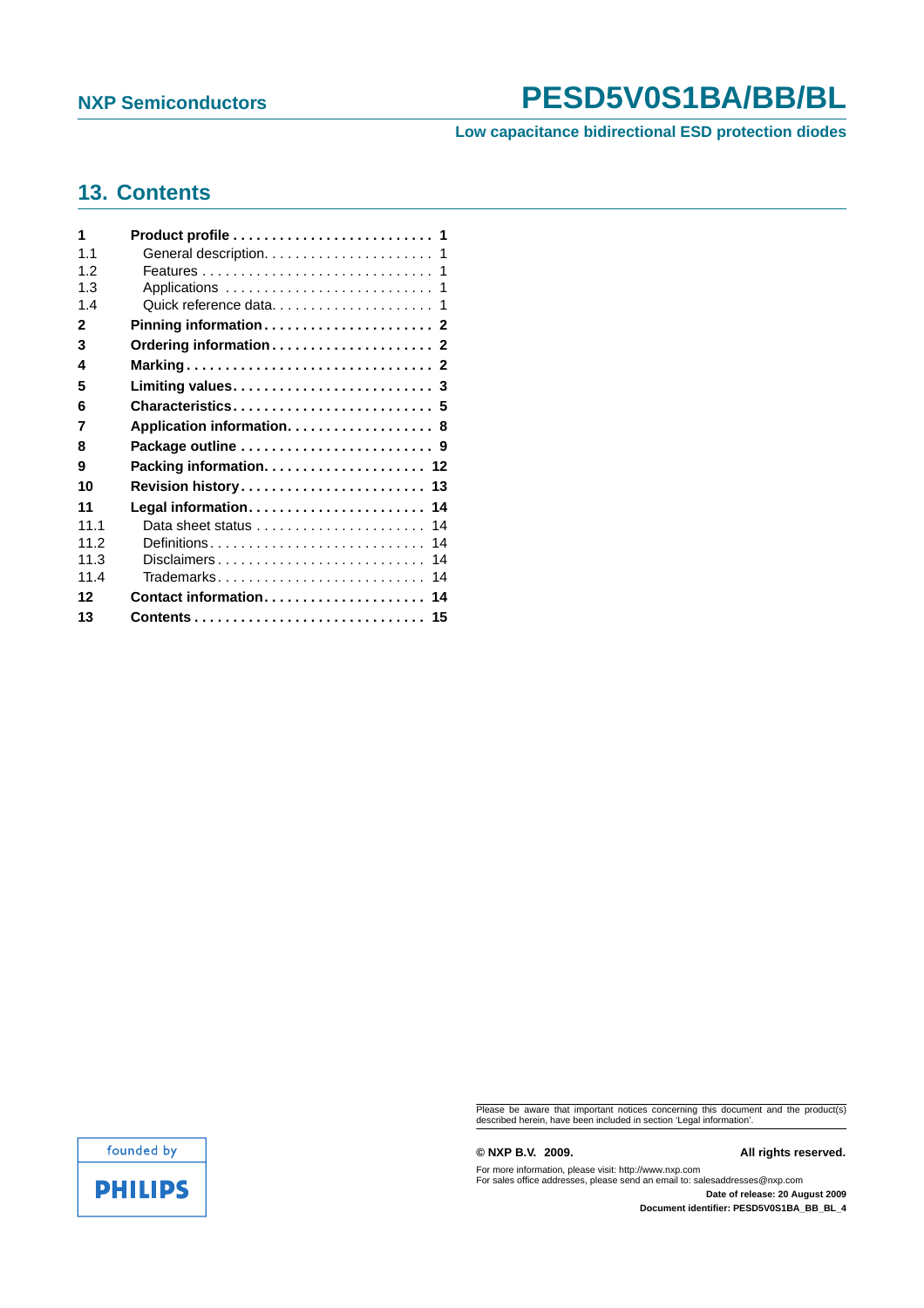## 13. Contents

| | | |
|---|---|---|
| **1** | **Product profile** | **1** |
| 1.1 | General description | 1 |
| 1.2 | Features | 1 |
| 1.3 | Applications | 1 |
| 1.4 | Quick reference data | 1 |
| **2** | **Pinning information** | **2** |
| **3** | **Ordering information** | **2** |
| **4** | **Marking** | **2** |
| **5** | **Limiting values** | **3** |
| **6** | **Characteristics** | **5** |
| **7** | **Application information** | **8** |
| **8** | **Package outline** | **9** |
| **9** | **Packing information** | **12** |
| **10** | **Revision history** | **13** |
| **11** | **Legal information** | **14** |
| 11.1 | Data sheet status | 14 |
| 11.2 | Definitions | 14 |
| 11.3 | Disclaimers | 14 |
| 11.4 | Trademarks | 14 |
| **12** | **Contact information** | **14** |
| **13** | **Contents** | **15** |

Please be aware that important notices concerning this document and the product(s) described herein, have been included in section 'Legal information'.

**© NXP B.V. 2009. All rights reserved.**

For more information, please visit: http://www.nxp.com
For sales office addresses, please send an email to: salesaddresses@nxp.com

**Date of release: 20 August 2009**

**Document identifier: PESD5V0S1BA_BB_BL_4**

founded by PHILIPS